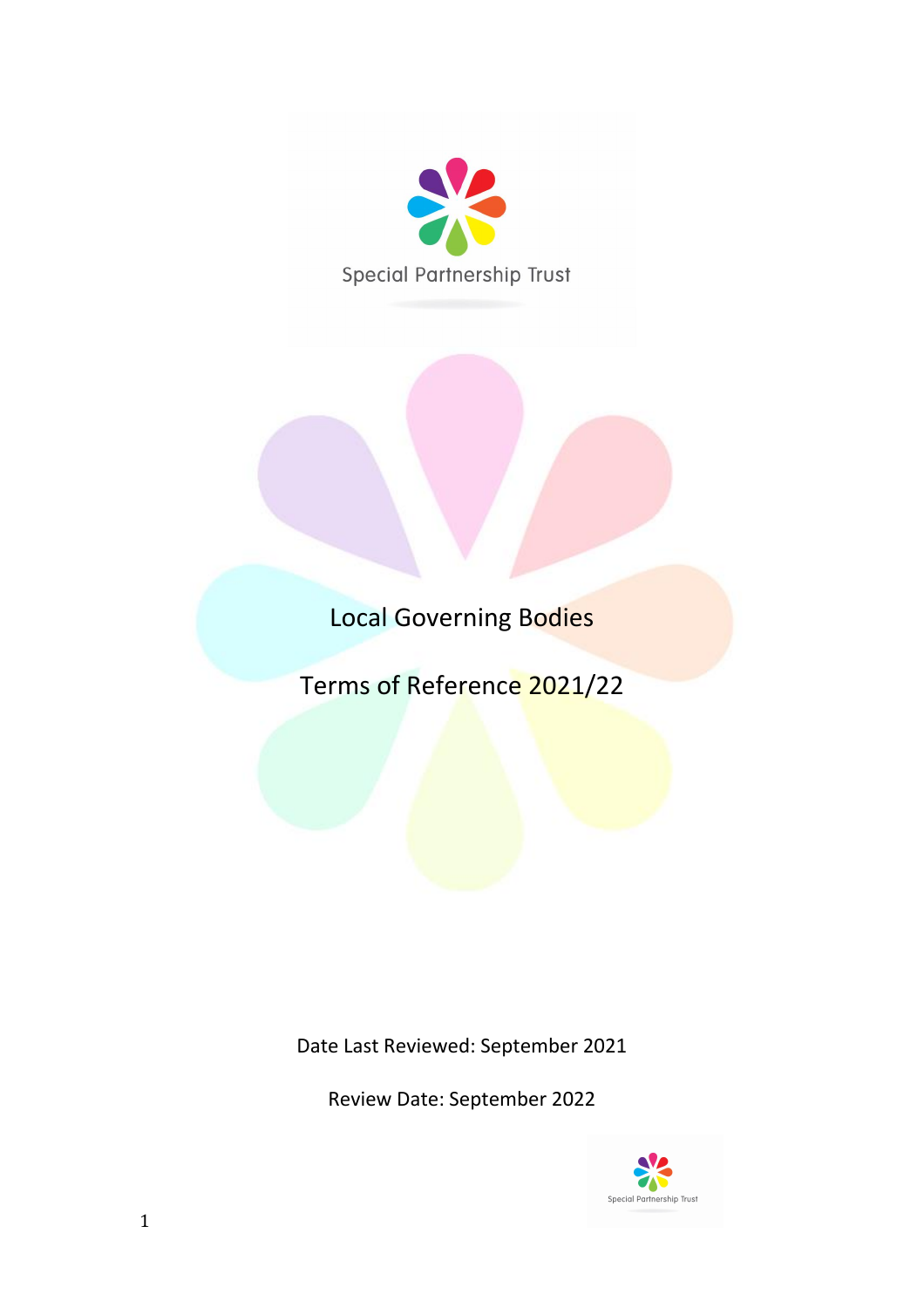Special Partnership Trust

# Local Governing Bodies

## Terms of Reference 2021/22

Date Last Reviewed: September 2021

Review Date: September 2022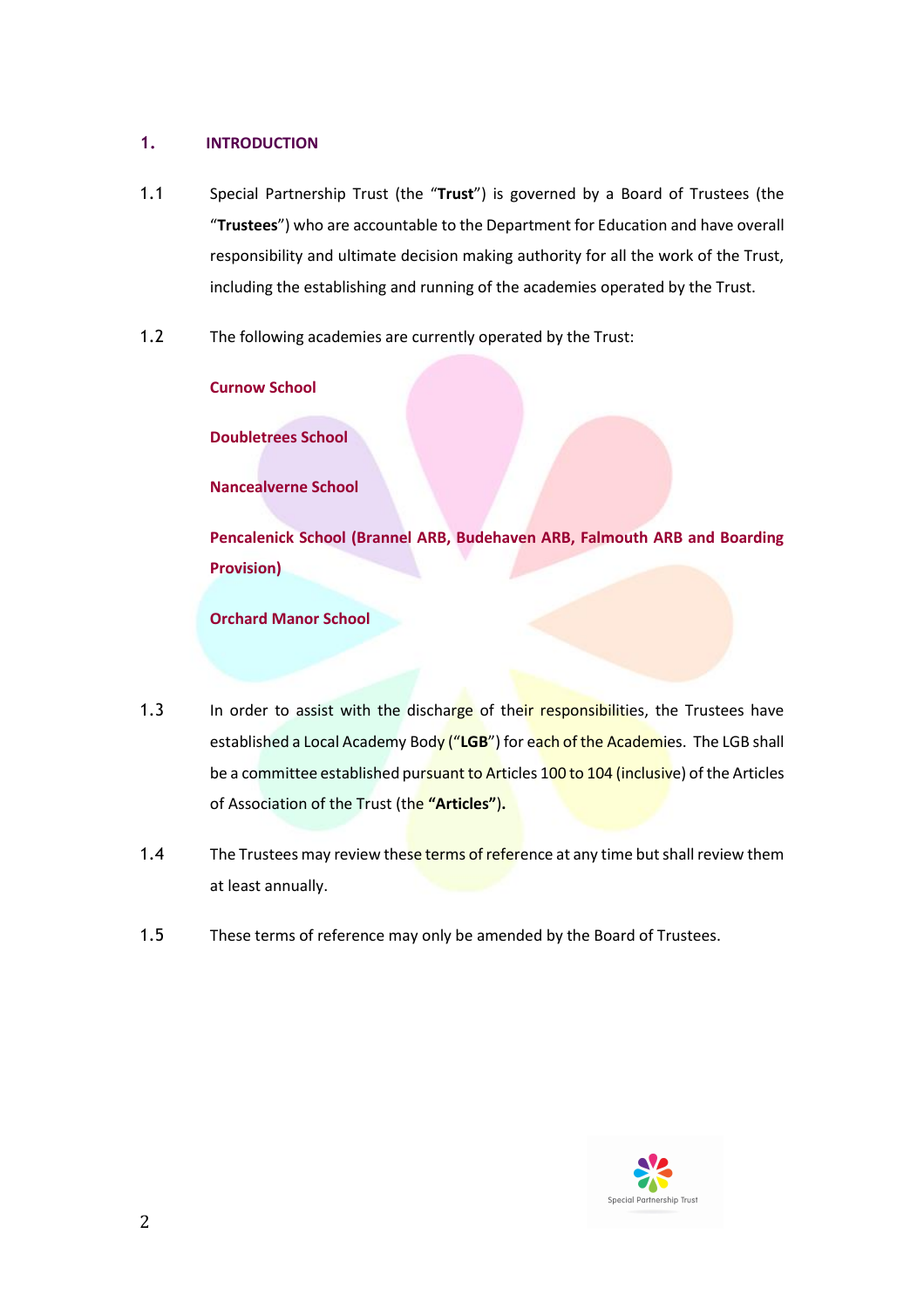## 1. INTRODUCTION

1.1 Special Partnership Trust (the "**Trust**") is governed by a Board of Trustees (the "**Trustees**") who are accountable to the Department for Education and have overall responsibility and ultimate decision making authority for all the work of the Trust, including the establishing and running of the academies operated by the Trust.

1.2 The following academies are currently operated by the Trust:

**Curnow School**

**Doubletrees School**

**Nancealverne School**

**Pencalenick School (Brannel ARB, Budehaven ARB, Falmouth ARB and Boarding Provision)**

**Orchard Manor School**

1.3 In order to assist with the discharge of their responsibilities, the Trustees have established a Local Academy Body ("**LGB**") for each of the Academies. The LGB shall be a committee established pursuant to Articles 100 to 104 (inclusive) of the Articles of Association of the Trust (the **"Articles")**.

1.4 The Trustees may review these terms of reference at any time but shall review them at least annually.

1.5 These terms of reference may only be amended by the Board of Trustees.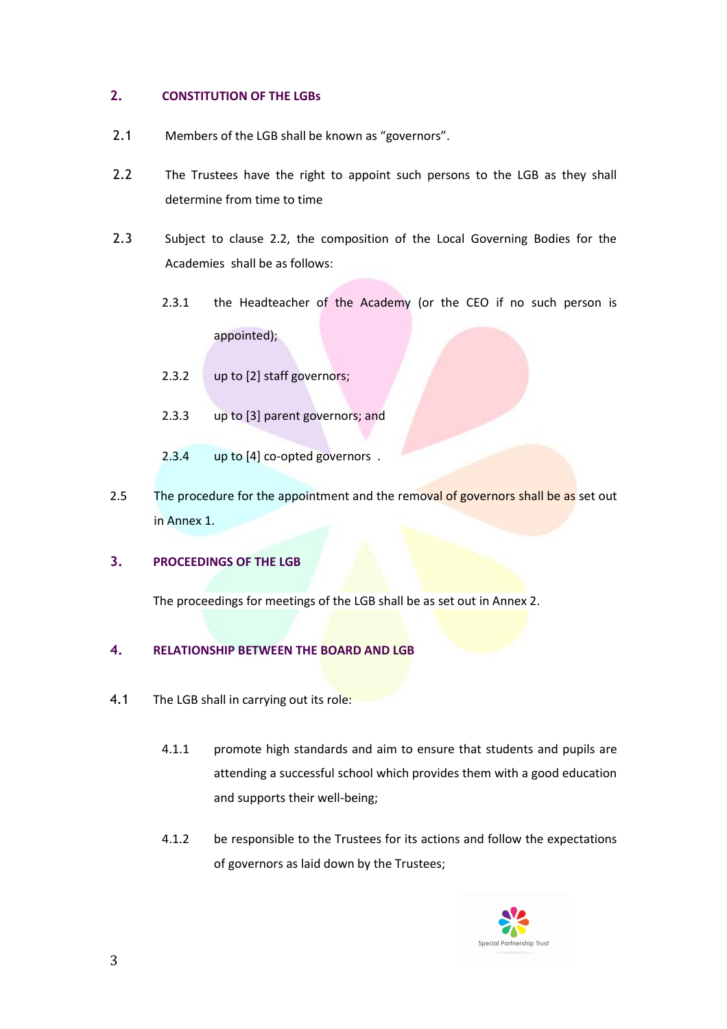## 2. CONSTITUTION OF THE LGBs

2.1 Members of the LGB shall be known as "governors".

2.2 The Trustees have the right to appoint such persons to the LGB as they shall determine from time to time

2.3 Subject to clause 2.2, the composition of the Local Governing Bodies for the Academies shall be as follows:

2.3.1 the Headteacher of the Academy (or the CEO if no such person is appointed);

2.3.2 up to [2] staff governors;

2.3.3 up to [3] parent governors; and

2.3.4 up to [4] co-opted governors .

2.5 The procedure for the appointment and the removal of governors shall be as set out in Annex 1.

## 3. PROCEEDINGS OF THE LGB

The proceedings for meetings of the LGB shall be as set out in Annex 2.

## 4. RELATIONSHIP BETWEEN THE BOARD AND LGB

4.1 The LGB shall in carrying out its role:

4.1.1 promote high standards and aim to ensure that students and pupils are attending a successful school which provides them with a good education and supports their well-being;

4.1.2 be responsible to the Trustees for its actions and follow the expectations of governors as laid down by the Trustees;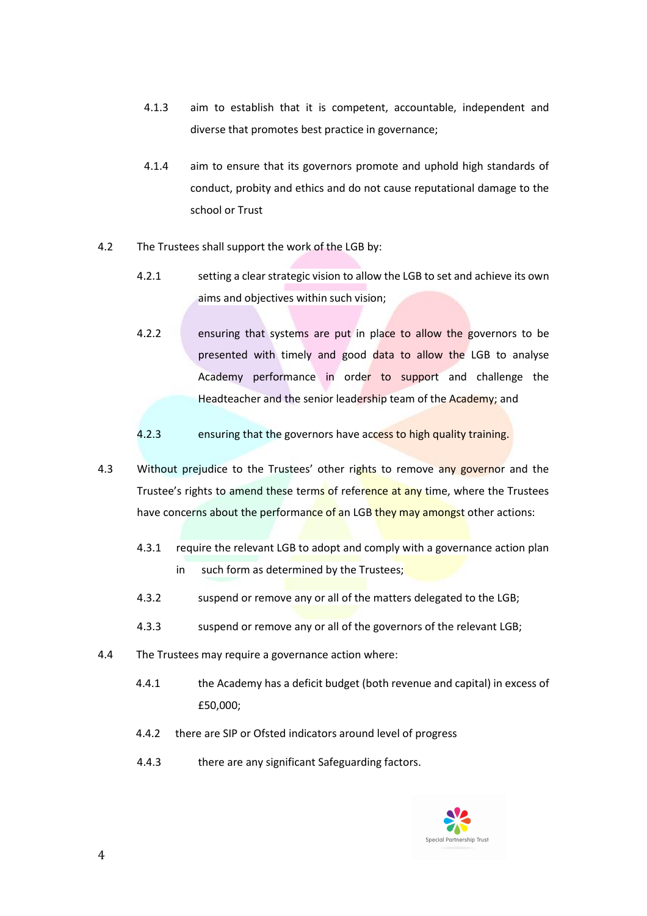4.1.3 aim to establish that it is competent, accountable, independent and diverse that promotes best practice in governance;

4.1.4 aim to ensure that its governors promote and uphold high standards of conduct, probity and ethics and do not cause reputational damage to the school or Trust

4.2 The Trustees shall support the work of the LGB by:

4.2.1 setting a clear strategic vision to allow the LGB to set and achieve its own aims and objectives within such vision;

4.2.2 ensuring that systems are put in place to allow the governors to be presented with timely and good data to allow the LGB to analyse Academy performance in order to support and challenge the Headteacher and the senior leadership team of the Academy; and

4.2.3 ensuring that the governors have access to high quality training.

4.3 Without prejudice to the Trustees' other rights to remove any governor and the Trustee's rights to amend these terms of reference at any time, where the Trustees have concerns about the performance of an LGB they may amongst other actions:

4.3.1 require the relevant LGB to adopt and comply with a governance action plan in such form as determined by the Trustees;

4.3.2 suspend or remove any or all of the matters delegated to the LGB;

4.3.3 suspend or remove any or all of the governors of the relevant LGB;

4.4 The Trustees may require a governance action where:

4.4.1 the Academy has a deficit budget (both revenue and capital) in excess of £50,000;

4.4.2 there are SIP or Ofsted indicators around level of progress

4.4.3 there are any significant Safeguarding factors.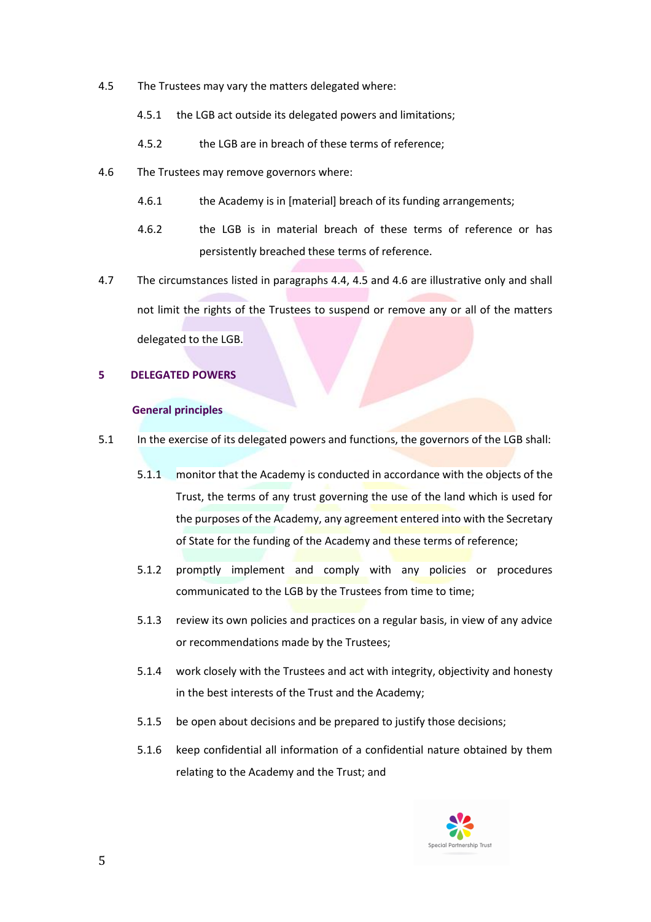4.5 The Trustees may vary the matters delegated where:

4.5.1 the LGB act outside its delegated powers and limitations;

4.5.2 the LGB are in breach of these terms of reference;

4.6 The Trustees may remove governors where:

4.6.1 the Academy is in [material] breach of its funding arrangements;

4.6.2 the LGB is in material breach of these terms of reference or has persistently breached these terms of reference.

4.7 The circumstances listed in paragraphs 4.4, 4.5 and 4.6 are illustrative only and shall not limit the rights of the Trustees to suspend or remove any or all of the matters delegated to the LGB.

## 5 DELEGATED POWERS

### General principles

5.1 In the exercise of its delegated powers and functions, the governors of the LGB shall:

5.1.1 monitor that the Academy is conducted in accordance with the objects of the Trust, the terms of any trust governing the use of the land which is used for the purposes of the Academy, any agreement entered into with the Secretary of State for the funding of the Academy and these terms of reference;

5.1.2 promptly implement and comply with any policies or procedures communicated to the LGB by the Trustees from time to time;

5.1.3 review its own policies and practices on a regular basis, in view of any advice or recommendations made by the Trustees;

5.1.4 work closely with the Trustees and act with integrity, objectivity and honesty in the best interests of the Trust and the Academy;

5.1.5 be open about decisions and be prepared to justify those decisions;

5.1.6 keep confidential all information of a confidential nature obtained by them relating to the Academy and the Trust; and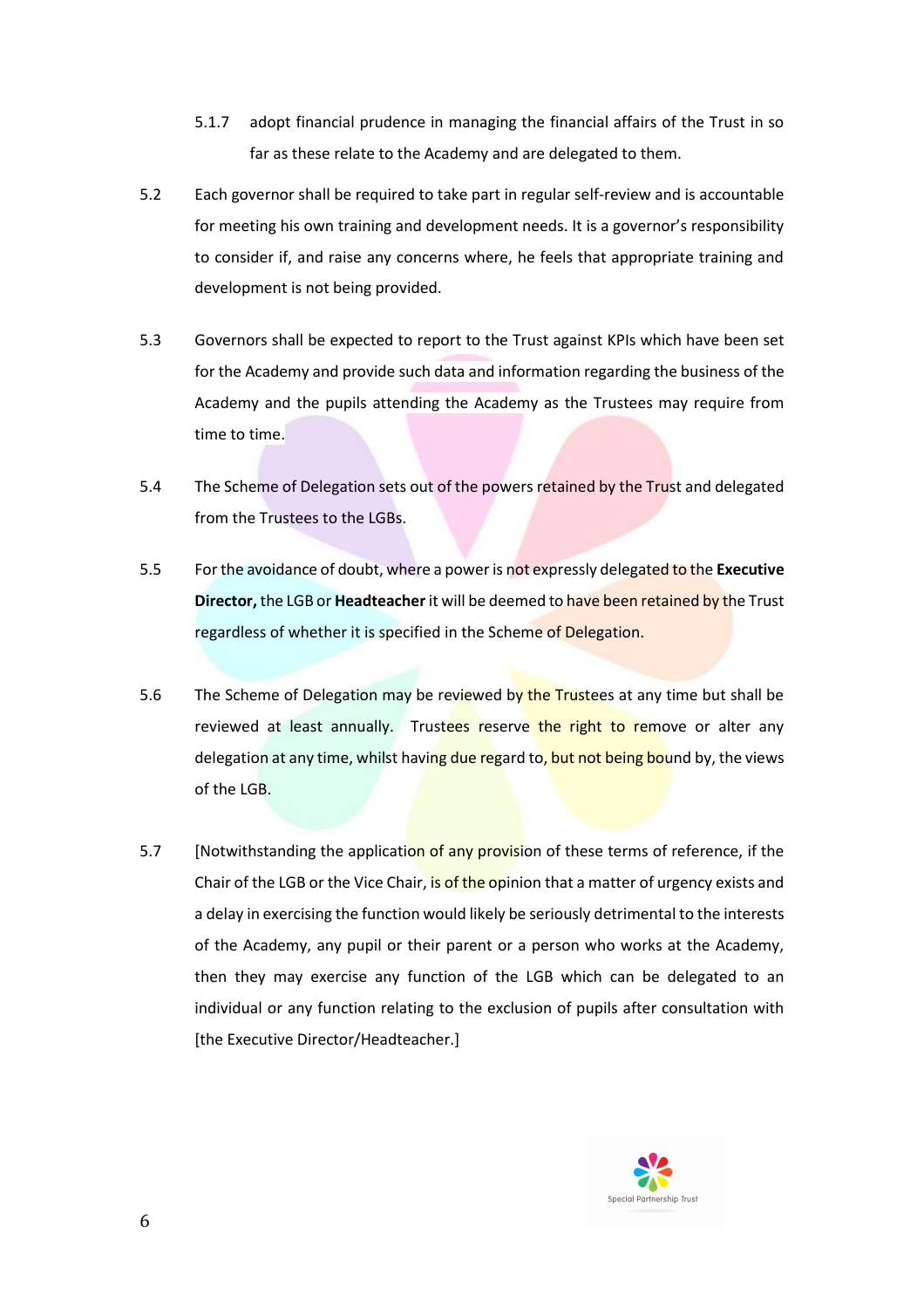5.1.7 adopt financial prudence in managing the financial affairs of the Trust in so far as these relate to the Academy and are delegated to them.

5.2 Each governor shall be required to take part in regular self-review and is accountable for meeting his own training and development needs. It is a governor's responsibility to consider if, and raise any concerns where, he feels that appropriate training and development is not being provided.

5.3 Governors shall be expected to report to the Trust against KPIs which have been set for the Academy and provide such data and information regarding the business of the Academy and the pupils attending the Academy as the Trustees may require from time to time.

5.4 The Scheme of Delegation sets out of the powers retained by the Trust and delegated from the Trustees to the LGBs.

5.5 For the avoidance of doubt, where a power is not expressly delegated to the **Executive Director,** the LGB or **Headteacher** it will be deemed to have been retained by the Trust regardless of whether it is specified in the Scheme of Delegation.

5.6 The Scheme of Delegation may be reviewed by the Trustees at any time but shall be reviewed at least annually. Trustees reserve the right to remove or alter any delegation at any time, whilst having due regard to, but not being bound by, the views of the LGB.

5.7 [Notwithstanding the application of any provision of these terms of reference, if the Chair of the LGB or the Vice Chair, is of the opinion that a matter of urgency exists and a delay in exercising the function would likely be seriously detrimental to the interests of the Academy, any pupil or their parent or a person who works at the Academy, then they may exercise any function of the LGB which can be delegated to an individual or any function relating to the exclusion of pupils after consultation with [the Executive Director/Headteacher.]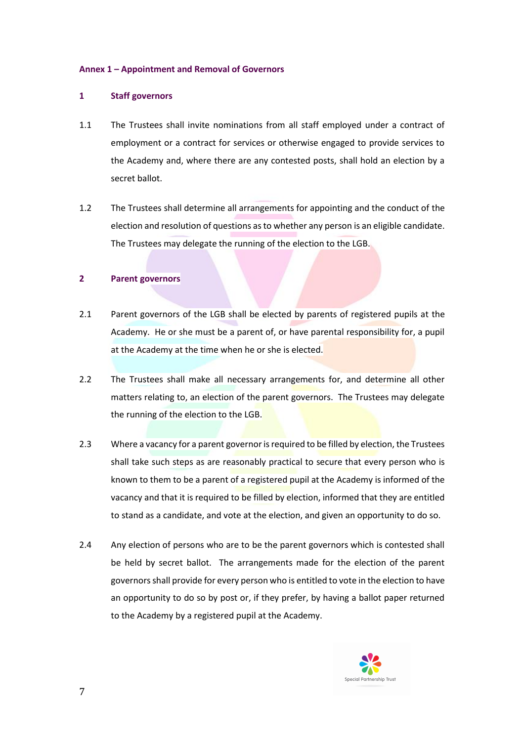### Annex 1 – Appointment and Removal of Governors

#### 1 Staff governors

1.1 The Trustees shall invite nominations from all staff employed under a contract of employment or a contract for services or otherwise engaged to provide services to the Academy and, where there are any contested posts, shall hold an election by a secret ballot.

1.2 The Trustees shall determine all arrangements for appointing and the conduct of the election and resolution of questions as to whether any person is an eligible candidate. The Trustees may delegate the running of the election to the LGB.

#### 2 Parent governors

2.1 Parent governors of the LGB shall be elected by parents of registered pupils at the Academy. He or she must be a parent of, or have parental responsibility for, a pupil at the Academy at the time when he or she is elected.

2.2 The Trustees shall make all necessary arrangements for, and determine all other matters relating to, an election of the parent governors. The Trustees may delegate the running of the election to the LGB.

2.3 Where a vacancy for a parent governor is required to be filled by election, the Trustees shall take such steps as are reasonably practical to secure that every person who is known to them to be a parent of a registered pupil at the Academy is informed of the vacancy and that it is required to be filled by election, informed that they are entitled to stand as a candidate, and vote at the election, and given an opportunity to do so.

2.4 Any election of persons who are to be the parent governors which is contested shall be held by secret ballot. The arrangements made for the election of the parent governors shall provide for every person who is entitled to vote in the election to have an opportunity to do so by post or, if they prefer, by having a ballot paper returned to the Academy by a registered pupil at the Academy.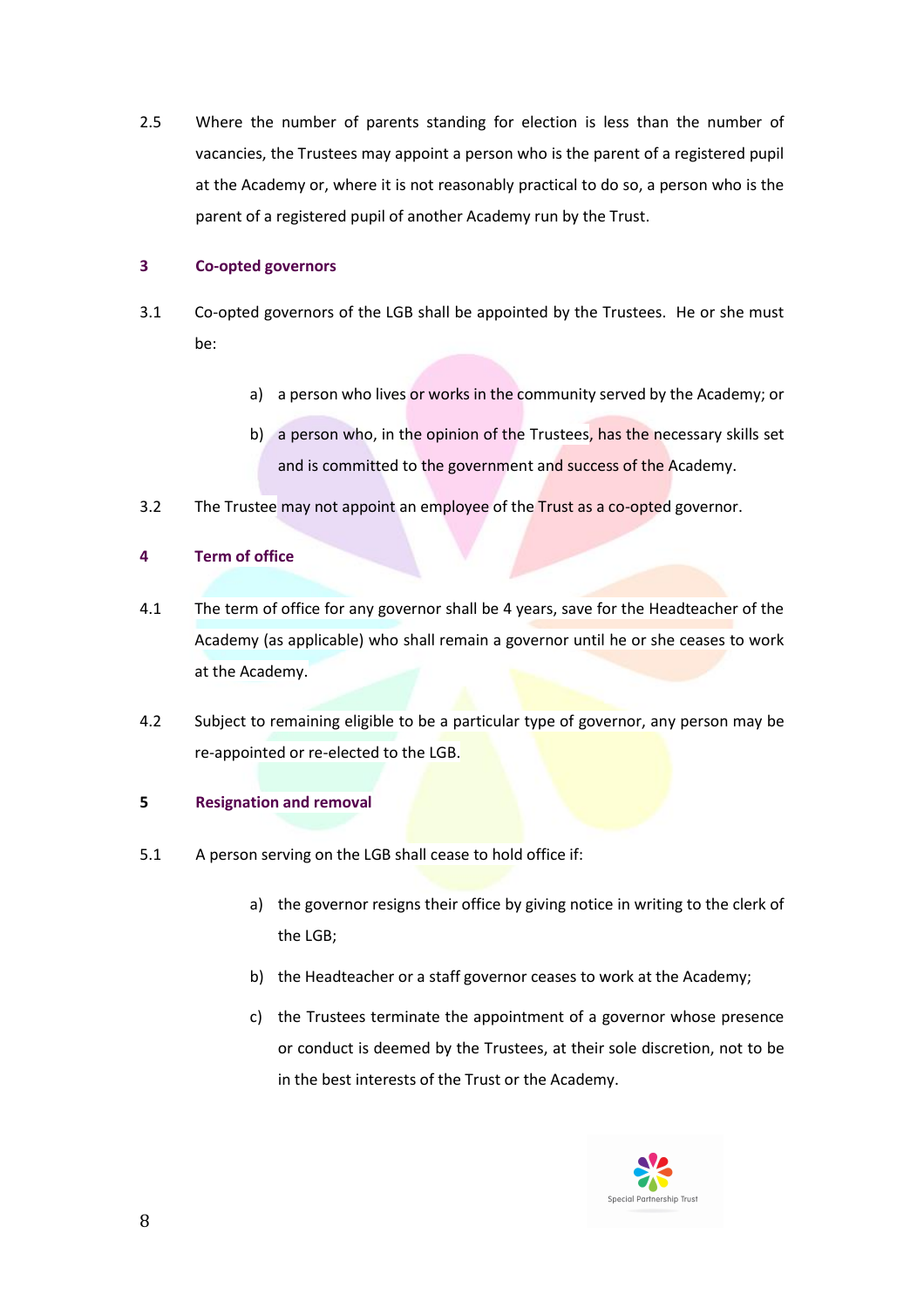2.5 Where the number of parents standing for election is less than the number of vacancies, the Trustees may appoint a person who is the parent of a registered pupil at the Academy or, where it is not reasonably practical to do so, a person who is the parent of a registered pupil of another Academy run by the Trust.

## 3 Co-opted governors

3.1 Co-opted governors of the LGB shall be appointed by the Trustees. He or she must be:

- a) a person who lives or works in the community served by the Academy; or
- b) a person who, in the opinion of the Trustees, has the necessary skills set and is committed to the government and success of the Academy.

3.2 The Trustee may not appoint an employee of the Trust as a co-opted governor.

## 4 Term of office

4.1 The term of office for any governor shall be 4 years, save for the Headteacher of the Academy (as applicable) who shall remain a governor until he or she ceases to work at the Academy.

4.2 Subject to remaining eligible to be a particular type of governor, any person may be re-appointed or re-elected to the LGB.

## 5 Resignation and removal

5.1 A person serving on the LGB shall cease to hold office if:

- a) the governor resigns their office by giving notice in writing to the clerk of the LGB;
- b) the Headteacher or a staff governor ceases to work at the Academy;
- c) the Trustees terminate the appointment of a governor whose presence or conduct is deemed by the Trustees, at their sole discretion, not to be in the best interests of the Trust or the Academy.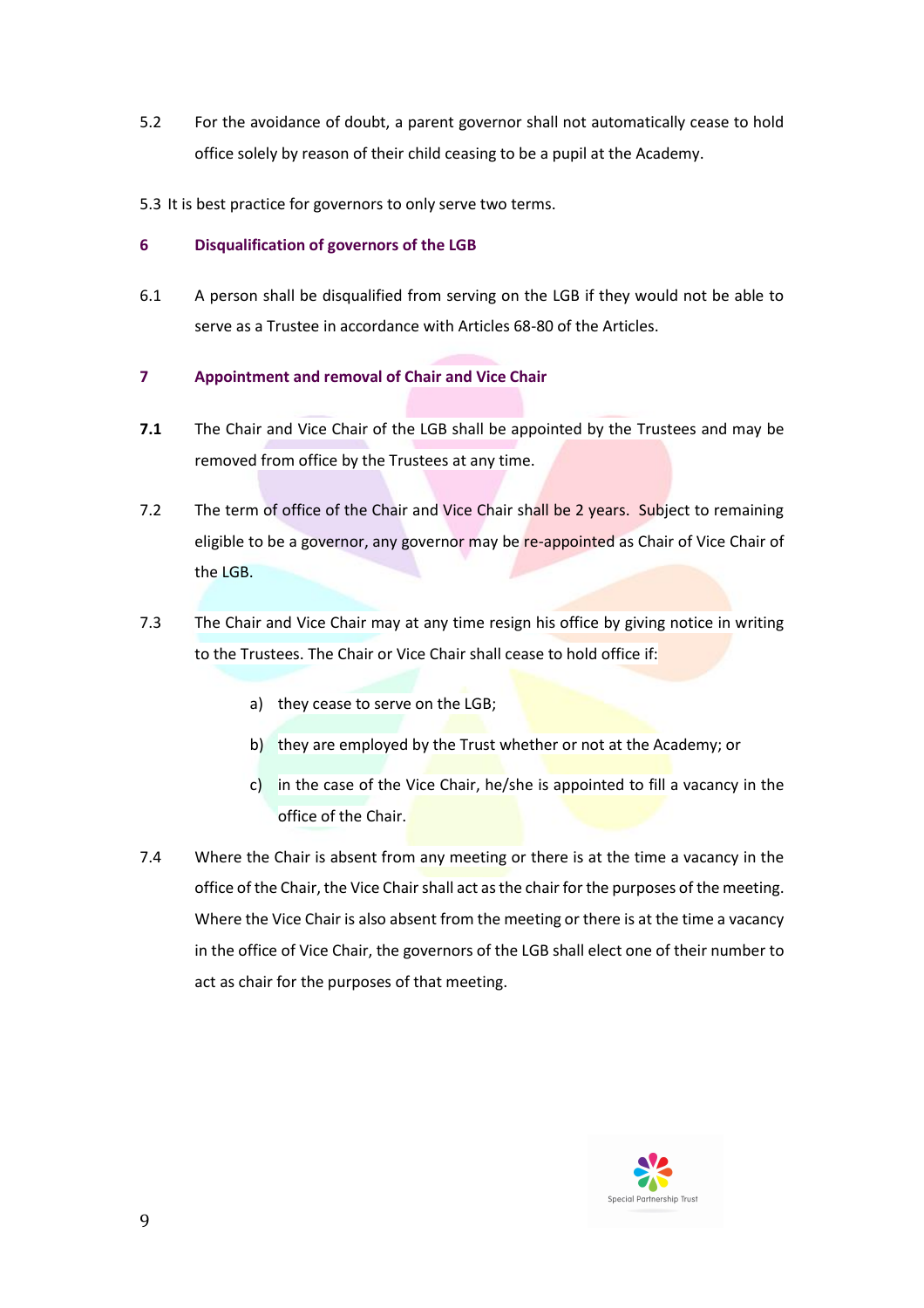5.2 For the avoidance of doubt, a parent governor shall not automatically cease to hold office solely by reason of their child ceasing to be a pupil at the Academy.

5.3 It is best practice for governors to only serve two terms.

## 6 Disqualification of governors of the LGB

6.1 A person shall be disqualified from serving on the LGB if they would not be able to serve as a Trustee in accordance with Articles 68-80 of the Articles.

## 7 Appointment and removal of Chair and Vice Chair

**7.1** The Chair and Vice Chair of the LGB shall be appointed by the Trustees and may be removed from office by the Trustees at any time.

7.2 The term of office of the Chair and Vice Chair shall be 2 years. Subject to remaining eligible to be a governor, any governor may be re-appointed as Chair of Vice Chair of the LGB.

7.3 The Chair and Vice Chair may at any time resign his office by giving notice in writing to the Trustees. The Chair or Vice Chair shall cease to hold office if:

a) they cease to serve on the LGB;

b) they are employed by the Trust whether or not at the Academy; or

c) in the case of the Vice Chair, he/she is appointed to fill a vacancy in the office of the Chair.

7.4 Where the Chair is absent from any meeting or there is at the time a vacancy in the office of the Chair, the Vice Chair shall act as the chair for the purposes of the meeting. Where the Vice Chair is also absent from the meeting or there is at the time a vacancy in the office of Vice Chair, the governors of the LGB shall elect one of their number to act as chair for the purposes of that meeting.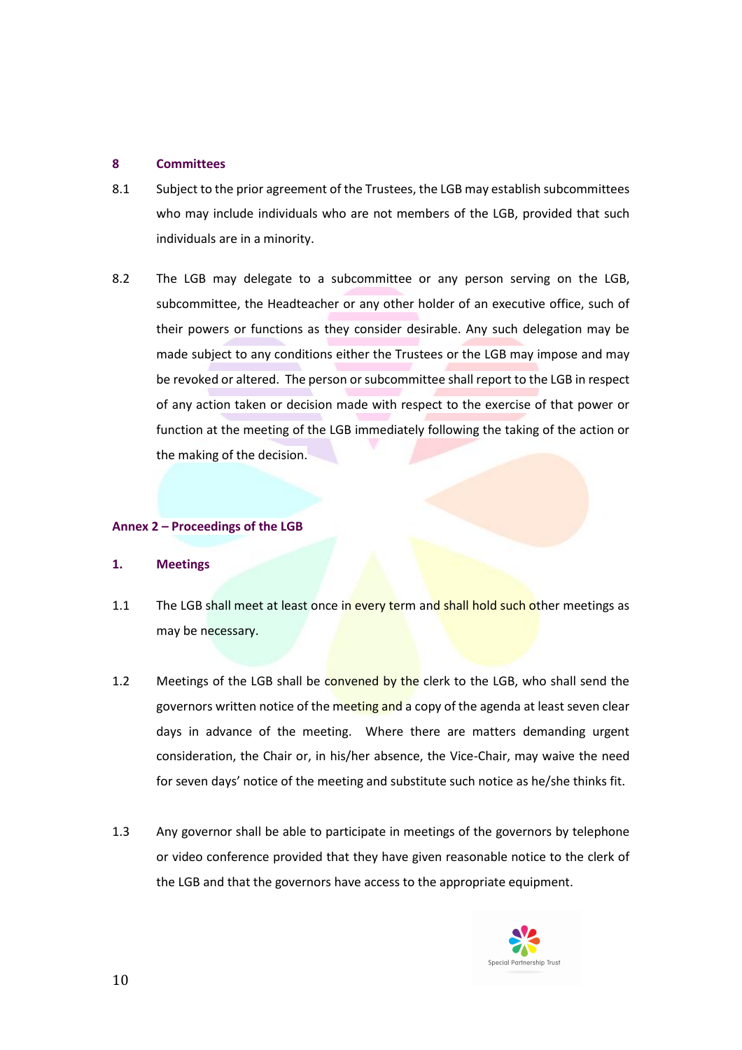## 8 Committees

8.1 Subject to the prior agreement of the Trustees, the LGB may establish subcommittees who may include individuals who are not members of the LGB, provided that such individuals are in a minority.

8.2 The LGB may delegate to a subcommittee or any person serving on the LGB, subcommittee, the Headteacher or any other holder of an executive office, such of their powers or functions as they consider desirable. Any such delegation may be made subject to any conditions either the Trustees or the LGB may impose and may be revoked or altered. The person or subcommittee shall report to the LGB in respect of any action taken or decision made with respect to the exercise of that power or function at the meeting of the LGB immediately following the taking of the action or the making of the decision.

## Annex 2 – Proceedings of the LGB

### 1. Meetings

1.1 The LGB shall meet at least once in every term and shall hold such other meetings as may be necessary.

1.2 Meetings of the LGB shall be convened by the clerk to the LGB, who shall send the governors written notice of the meeting and a copy of the agenda at least seven clear days in advance of the meeting. Where there are matters demanding urgent consideration, the Chair or, in his/her absence, the Vice-Chair, may waive the need for seven days' notice of the meeting and substitute such notice as he/she thinks fit.

1.3 Any governor shall be able to participate in meetings of the governors by telephone or video conference provided that they have given reasonable notice to the clerk of the LGB and that the governors have access to the appropriate equipment.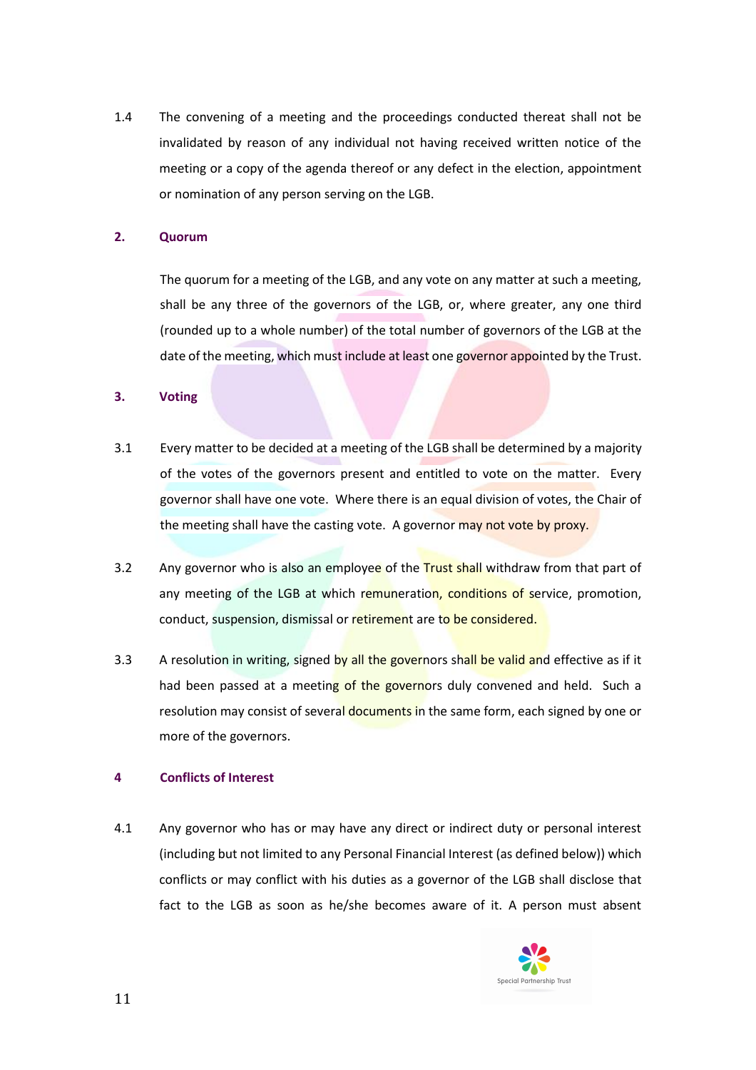1.4 The convening of a meeting and the proceedings conducted thereat shall not be invalidated by reason of any individual not having received written notice of the meeting or a copy of the agenda thereof or any defect in the election, appointment or nomination of any person serving on the LGB.

## 2. Quorum

The quorum for a meeting of the LGB, and any vote on any matter at such a meeting, shall be any three of the governors of the LGB, or, where greater, any one third (rounded up to a whole number) of the total number of governors of the LGB at the date of the meeting, which must include at least one governor appointed by the Trust.

## 3. Voting

3.1 Every matter to be decided at a meeting of the LGB shall be determined by a majority of the votes of the governors present and entitled to vote on the matter. Every governor shall have one vote. Where there is an equal division of votes, the Chair of the meeting shall have the casting vote. A governor may not vote by proxy.

3.2 Any governor who is also an employee of the Trust shall withdraw from that part of any meeting of the LGB at which remuneration, conditions of service, promotion, conduct, suspension, dismissal or retirement are to be considered.

3.3 A resolution in writing, signed by all the governors shall be valid and effective as if it had been passed at a meeting of the governors duly convened and held. Such a resolution may consist of several documents in the same form, each signed by one or more of the governors.

## 4 Conflicts of Interest

4.1 Any governor who has or may have any direct or indirect duty or personal interest (including but not limited to any Personal Financial Interest (as defined below)) which conflicts or may conflict with his duties as a governor of the LGB shall disclose that fact to the LGB as soon as he/she becomes aware of it. A person must absent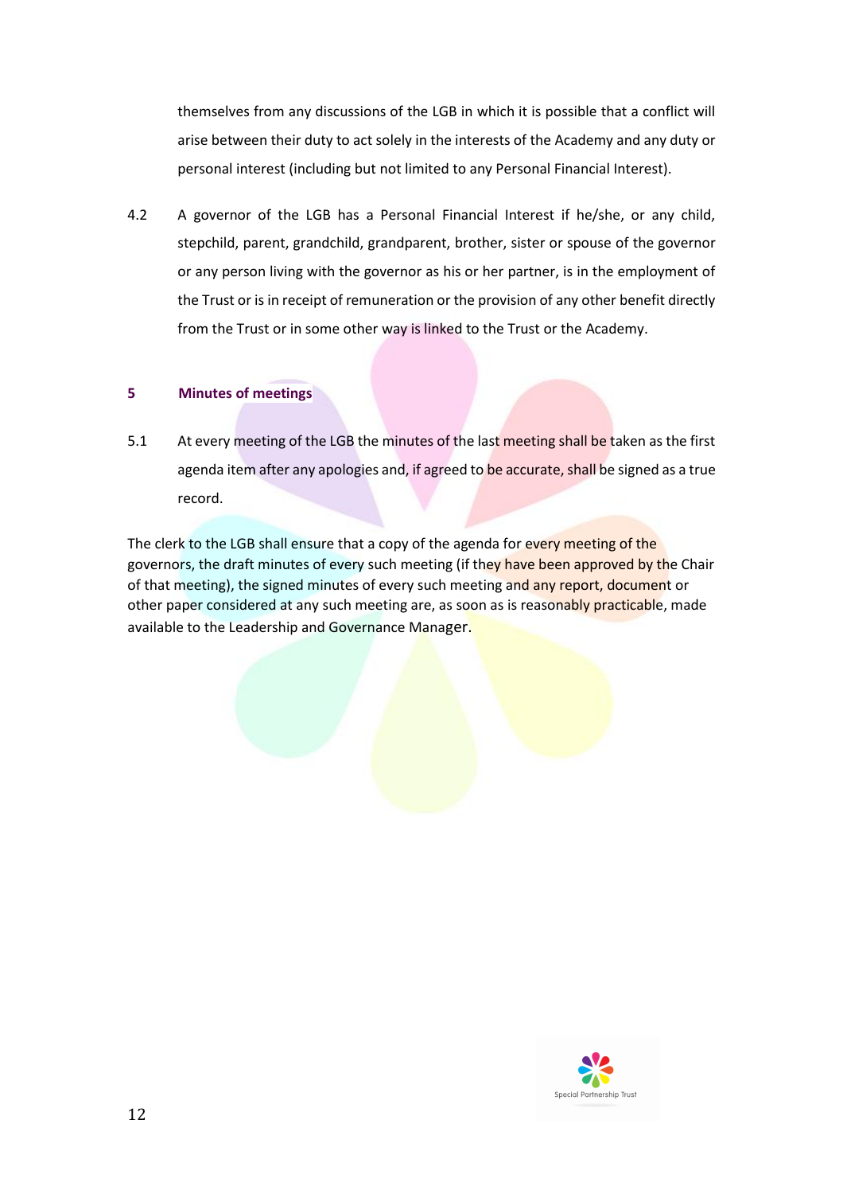themselves from any discussions of the LGB in which it is possible that a conflict will arise between their duty to act solely in the interests of the Academy and any duty or personal interest (including but not limited to any Personal Financial Interest).

4.2 A governor of the LGB has a Personal Financial Interest if he/she, or any child, stepchild, parent, grandchild, grandparent, brother, sister or spouse of the governor or any person living with the governor as his or her partner, is in the employment of the Trust or is in receipt of remuneration or the provision of any other benefit directly from the Trust or in some other way is linked to the Trust or the Academy.

## 5 Minutes of meetings

5.1 At every meeting of the LGB the minutes of the last meeting shall be taken as the first agenda item after any apologies and, if agreed to be accurate, shall be signed as a true record.

The clerk to the LGB shall ensure that a copy of the agenda for every meeting of the governors, the draft minutes of every such meeting (if they have been approved by the Chair of that meeting), the signed minutes of every such meeting and any report, document or other paper considered at any such meeting are, as soon as is reasonably practicable, made available to the Leadership and Governance Manager.